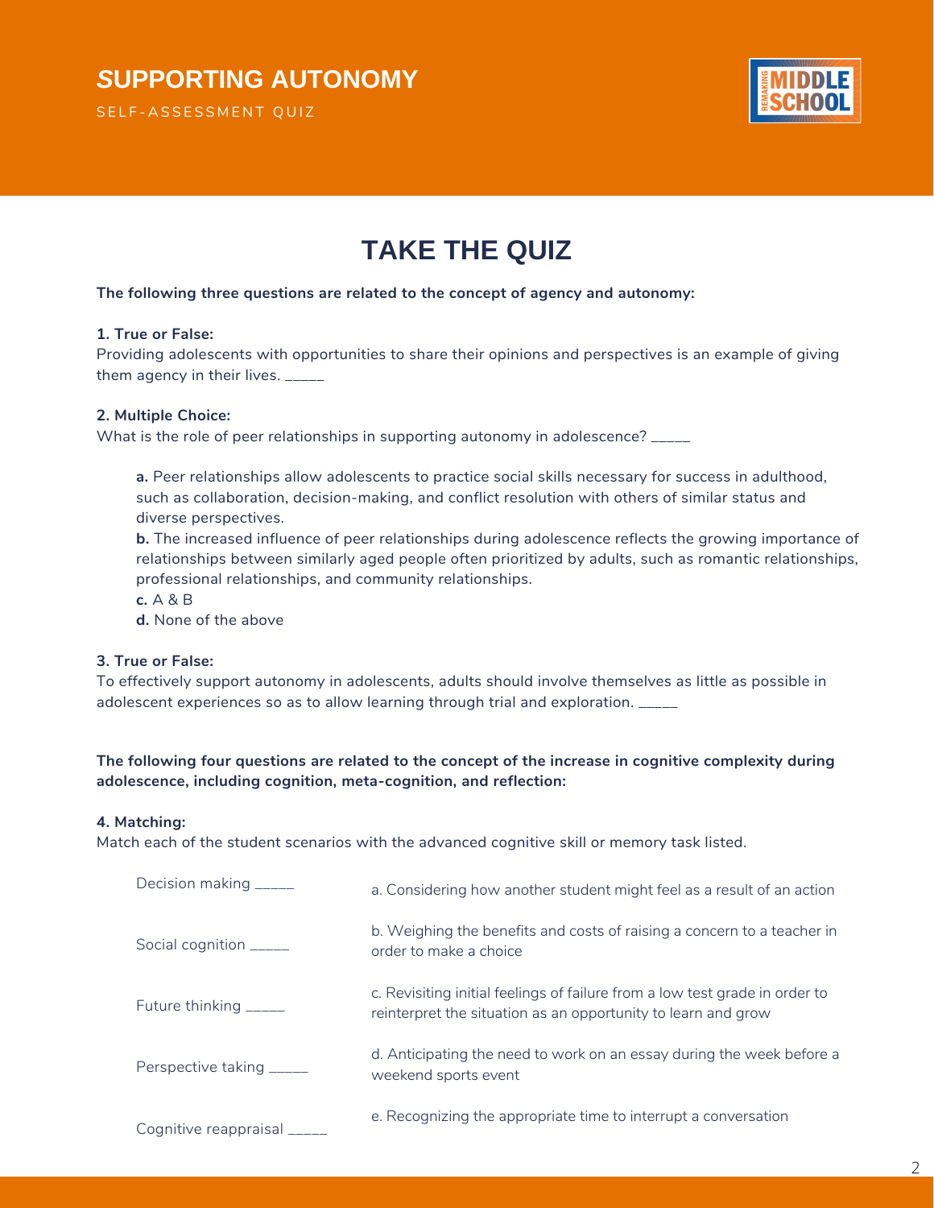# SUPPORTING AUTONOMY

SELF-ASSESSMENT QUIZ

## TAKE THE QUIZ

**The following three questions are related to the concept of agency and autonomy:**

**1. True or False:**
Providing adolescents with opportunities to share their opinions and perspectives is an example of giving them agency in their lives. _____

**2. Multiple Choice:**
What is the role of peer relationships in supporting autonomy in adolescence? _____

> **a.** Peer relationships allow adolescents to practice social skills necessary for success in adulthood, such as collaboration, decision-making, and conflict resolution with others of similar status and diverse perspectives.
> **b.** The increased influence of peer relationships during adolescence reflects the growing importance of relationships between similarly aged people often prioritized by adults, such as romantic relationships, professional relationships, and community relationships.
> **c.** A & B
> **d.** None of the above

**3. True or False:**
To effectively support autonomy in adolescents, adults should involve themselves as little as possible in adolescent experiences so as to allow learning through trial and exploration. _____

**The following four questions are related to the concept of the increase in cognitive complexity during adolescence, including cognition, meta-cognition, and reflection:**

**4. Matching:**
Match each of the student scenarios with the advanced cognitive skill or memory task listed.

| | |
|---|---|
| Decision making _____ | a. Considering how another student might feel as a result of an action |
| Social cognition _____ | b. Weighing the benefits and costs of raising a concern to a teacher in order to make a choice |
| Future thinking _____ | c. Revisiting initial feelings of failure from a low test grade in order to reinterpret the situation as an opportunity to learn and grow |
| Perspective taking _____ | d. Anticipating the need to work on an essay during the week before a weekend sports event |
| Cognitive reappraisal _____ | e. Recognizing the appropriate time to interrupt a conversation |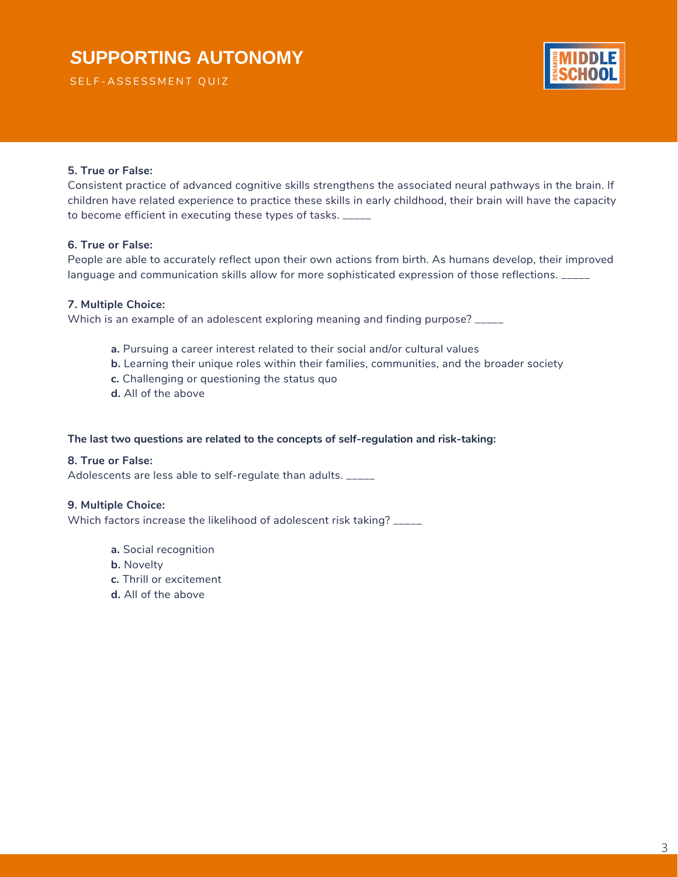# SUPPORTING AUTONOMY

SELF-ASSESSMENT QUIZ

**5. True or False:**
Consistent practice of advanced cognitive skills strengthens the associated neural pathways in the brain. If children have related experience to practice these skills in early childhood, their brain will have the capacity to become efficient in executing these types of tasks. _____

**6. True or False:**
People are able to accurately reflect upon their own actions from birth. As humans develop, their improved language and communication skills allow for more sophisticated expression of those reflections. _____

**7. Multiple Choice:**
Which is an example of an adolescent exploring meaning and finding purpose? _____

- **a.** Pursuing a career interest related to their social and/or cultural values
- **b.** Learning their unique roles within their families, communities, and the broader society
- **c.** Challenging or questioning the status quo
- **d.** All of the above

**The last two questions are related to the concepts of self-regulation and risk-taking:**

**8. True or False:**
Adolescents are less able to self-regulate than adults. _____

**9. Multiple Choice:**
Which factors increase the likelihood of adolescent risk taking? _____

- **a.** Social recognition
- **b.** Novelty
- **c.** Thrill or excitement
- **d.** All of the above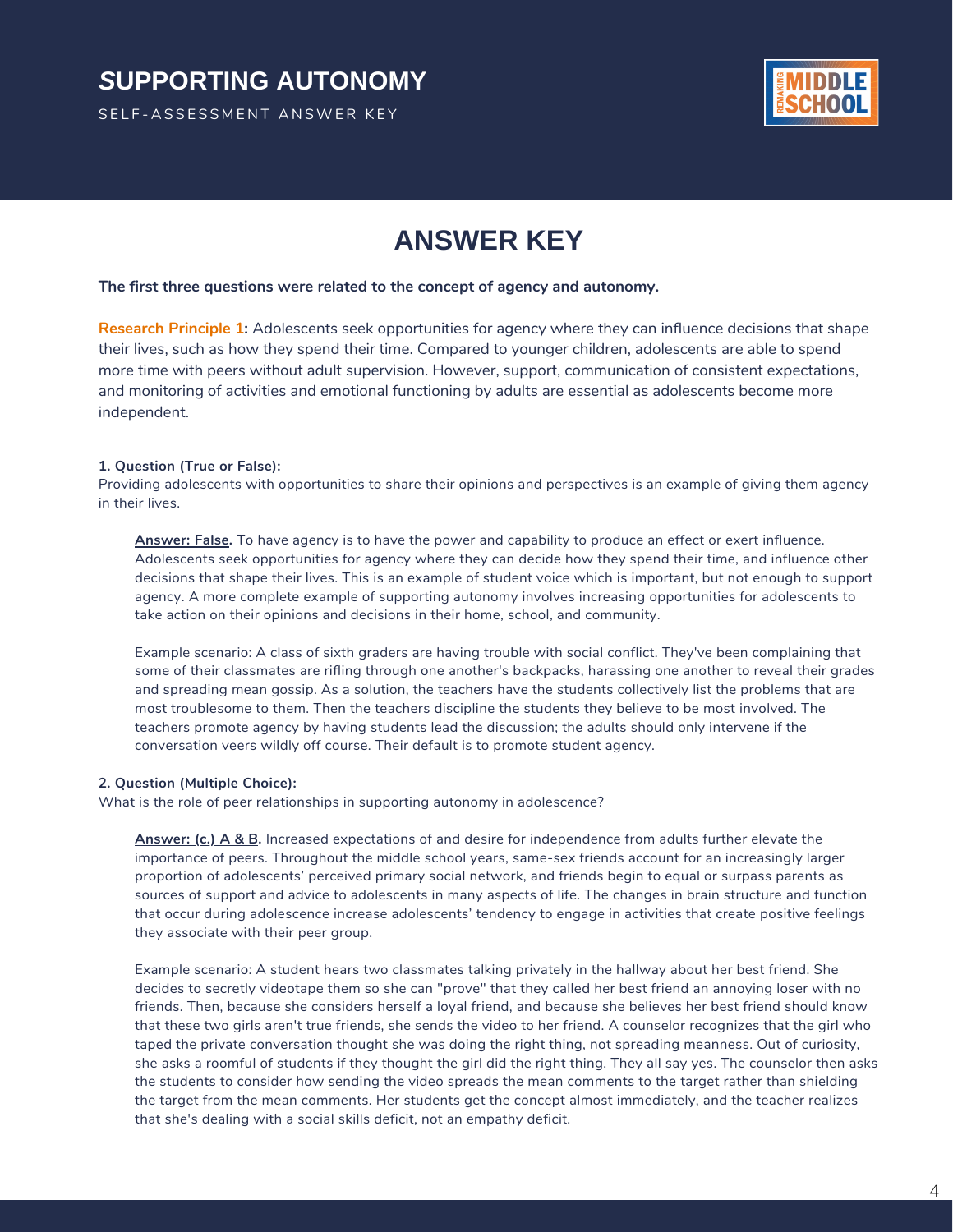# SUPPORTING AUTONOMY

SELF-ASSESSMENT ANSWER KEY

## ANSWER KEY

**The first three questions were related to the concept of agency and autonomy.**

**Research Principle 1:** Adolescents seek opportunities for agency where they can influence decisions that shape their lives, such as how they spend their time. Compared to younger children, adolescents are able to spend more time with peers without adult supervision. However, support, communication of consistent expectations, and monitoring of activities and emotional functioning by adults are essential as adolescents become more independent.

**1. Question (True or False):**
Providing adolescents with opportunities to share their opinions and perspectives is an example of giving them agency in their lives.

**Answer: False.** To have agency is to have the power and capability to produce an effect or exert influence. Adolescents seek opportunities for agency where they can decide how they spend their time, and influence other decisions that shape their lives. This is an example of student voice which is important, but not enough to support agency. A more complete example of supporting autonomy involves increasing opportunities for adolescents to take action on their opinions and decisions in their home, school, and community.

Example scenario: A class of sixth graders are having trouble with social conflict. They've been complaining that some of their classmates are rifling through one another's backpacks, harassing one another to reveal their grades and spreading mean gossip. As a solution, the teachers have the students collectively list the problems that are most troublesome to them. Then the teachers discipline the students they believe to be most involved. The teachers promote agency by having students lead the discussion; the adults should only intervene if the conversation veers wildly off course. Their default is to promote student agency.

**2. Question (Multiple Choice):**
What is the role of peer relationships in supporting autonomy in adolescence?

**Answer: (c.) A & B.** Increased expectations of and desire for independence from adults further elevate the importance of peers. Throughout the middle school years, same-sex friends account for an increasingly larger proportion of adolescents' perceived primary social network, and friends begin to equal or surpass parents as sources of support and advice to adolescents in many aspects of life. The changes in brain structure and function that occur during adolescence increase adolescents' tendency to engage in activities that create positive feelings they associate with their peer group.

Example scenario: A student hears two classmates talking privately in the hallway about her best friend. She decides to secretly videotape them so she can "prove" that they called her best friend an annoying loser with no friends. Then, because she considers herself a loyal friend, and because she believes her best friend should know that these two girls aren't true friends, she sends the video to her friend. A counselor recognizes that the girl who taped the private conversation thought she was doing the right thing, not spreading meanness. Out of curiosity, she asks a roomful of students if they thought the girl did the right thing. They all say yes. The counselor then asks the students to consider how sending the video spreads the mean comments to the target rather than shielding the target from the mean comments. Her students get the concept almost immediately, and the teacher realizes that she's dealing with a social skills deficit, not an empathy deficit.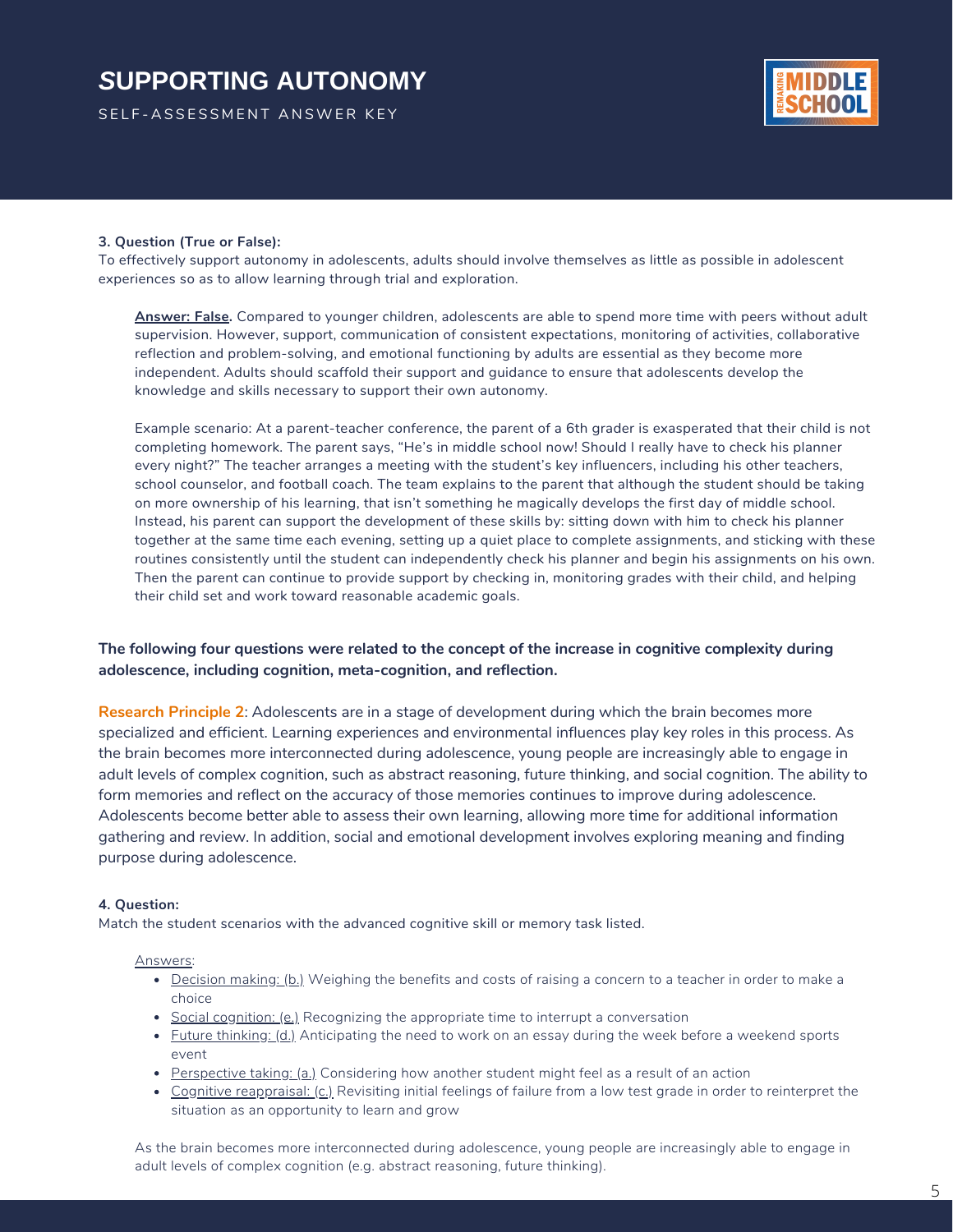**3. Question (True or False):**
To effectively support autonomy in adolescents, adults should involve themselves as little as possible in adolescent experiences so as to allow learning through trial and exploration.

> **Answer: False.** Compared to younger children, adolescents are able to spend more time with peers without adult supervision. However, support, communication of consistent expectations, monitoring of activities, collaborative reflection and problem-solving, and emotional functioning by adults are essential as they become more independent. Adults should scaffold their support and guidance to ensure that adolescents develop the knowledge and skills necessary to support their own autonomy.
>
> Example scenario: At a parent-teacher conference, the parent of a 6th grader is exasperated that their child is not completing homework. The parent says, "He's in middle school now! Should I really have to check his planner every night?" The teacher arranges a meeting with the student's key influencers, including his other teachers, school counselor, and football coach. The team explains to the parent that although the student should be taking on more ownership of his learning, that isn't something he magically develops the first day of middle school. Instead, his parent can support the development of these skills by: sitting down with him to check his planner together at the same time each evening, setting up a quiet place to complete assignments, and sticking with these routines consistently until the student can independently check his planner and begin his assignments on his own. Then the parent can continue to provide support by checking in, monitoring grades with their child, and helping their child set and work toward reasonable academic goals.

**The following four questions were related to the concept of the increase in cognitive complexity during adolescence, including cognition, meta-cognition, and reflection.**

**Research Principle 2**: Adolescents are in a stage of development during which the brain becomes more specialized and efficient. Learning experiences and environmental influences play key roles in this process. As the brain becomes more interconnected during adolescence, young people are increasingly able to engage in adult levels of complex cognition, such as abstract reasoning, future thinking, and social cognition. The ability to form memories and reflect on the accuracy of those memories continues to improve during adolescence. Adolescents become better able to assess their own learning, allowing more time for additional information gathering and review. In addition, social and emotional development involves exploring meaning and finding purpose during adolescence.

**4. Question:**
Match the student scenarios with the advanced cognitive skill or memory task listed.

> Answers:
>
> - Decision making: (b.) Weighing the benefits and costs of raising a concern to a teacher in order to make a choice
> - Social cognition: (e.) Recognizing the appropriate time to interrupt a conversation
> - Future thinking: (d.) Anticipating the need to work on an essay during the week before a weekend sports event
> - Perspective taking: (a.) Considering how another student might feel as a result of an action
> - Cognitive reappraisal: (c.) Revisiting initial feelings of failure from a low test grade in order to reinterpret the situation as an opportunity to learn and grow
>
> As the brain becomes more interconnected during adolescence, young people are increasingly able to engage in adult levels of complex cognition (e.g. abstract reasoning, future thinking).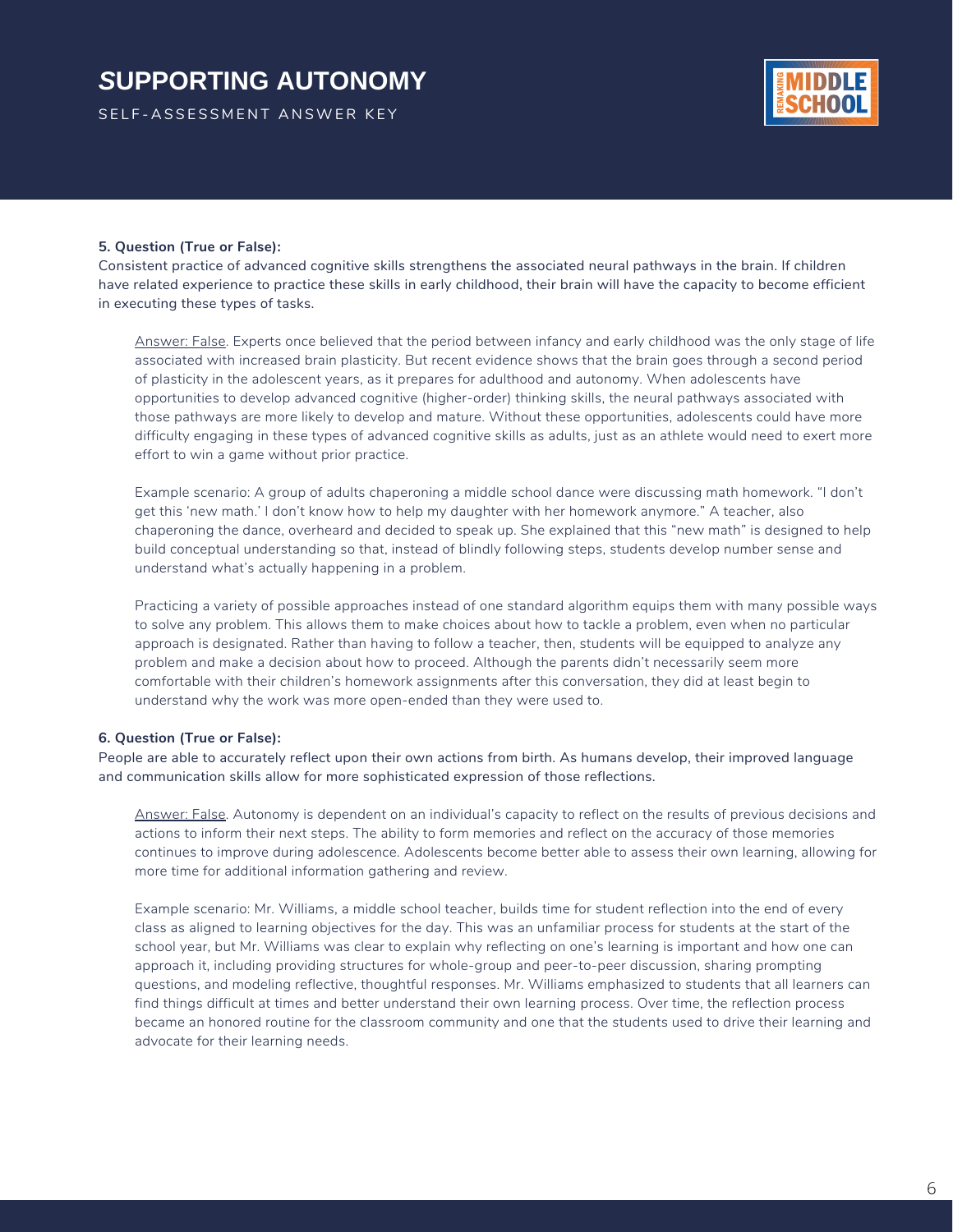**5. Question (True or False):**
Consistent practice of advanced cognitive skills strengthens the associated neural pathways in the brain. If children have related experience to practice these skills in early childhood, their brain will have the capacity to become efficient in executing these types of tasks.

Answer: False. Experts once believed that the period between infancy and early childhood was the only stage of life associated with increased brain plasticity. But recent evidence shows that the brain goes through a second period of plasticity in the adolescent years, as it prepares for adulthood and autonomy. When adolescents have opportunities to develop advanced cognitive (higher-order) thinking skills, the neural pathways associated with those pathways are more likely to develop and mature. Without these opportunities, adolescents could have more difficulty engaging in these types of advanced cognitive skills as adults, just as an athlete would need to exert more effort to win a game without prior practice.

Example scenario: A group of adults chaperoning a middle school dance were discussing math homework. "I don't get this 'new math.' I don't know how to help my daughter with her homework anymore." A teacher, also chaperoning the dance, overheard and decided to speak up. She explained that this "new math" is designed to help build conceptual understanding so that, instead of blindly following steps, students develop number sense and understand what's actually happening in a problem.

Practicing a variety of possible approaches instead of one standard algorithm equips them with many possible ways to solve any problem. This allows them to make choices about how to tackle a problem, even when no particular approach is designated. Rather than having to follow a teacher, then, students will be equipped to analyze any problem and make a decision about how to proceed. Although the parents didn't necessarily seem more comfortable with their children's homework assignments after this conversation, they did at least begin to understand why the work was more open-ended than they were used to.

**6. Question (True or False):**
People are able to accurately reflect upon their own actions from birth. As humans develop, their improved language and communication skills allow for more sophisticated expression of those reflections.

Answer: False. Autonomy is dependent on an individual's capacity to reflect on the results of previous decisions and actions to inform their next steps. The ability to form memories and reflect on the accuracy of those memories continues to improve during adolescence. Adolescents become better able to assess their own learning, allowing for more time for additional information gathering and review.

Example scenario: Mr. Williams, a middle school teacher, builds time for student reflection into the end of every class as aligned to learning objectives for the day. This was an unfamiliar process for students at the start of the school year, but Mr. Williams was clear to explain why reflecting on one's learning is important and how one can approach it, including providing structures for whole-group and peer-to-peer discussion, sharing prompting questions, and modeling reflective, thoughtful responses. Mr. Williams emphasized to students that all learners can find things difficult at times and better understand their own learning process. Over time, the reflection process became an honored routine for the classroom community and one that the students used to drive their learning and advocate for their learning needs.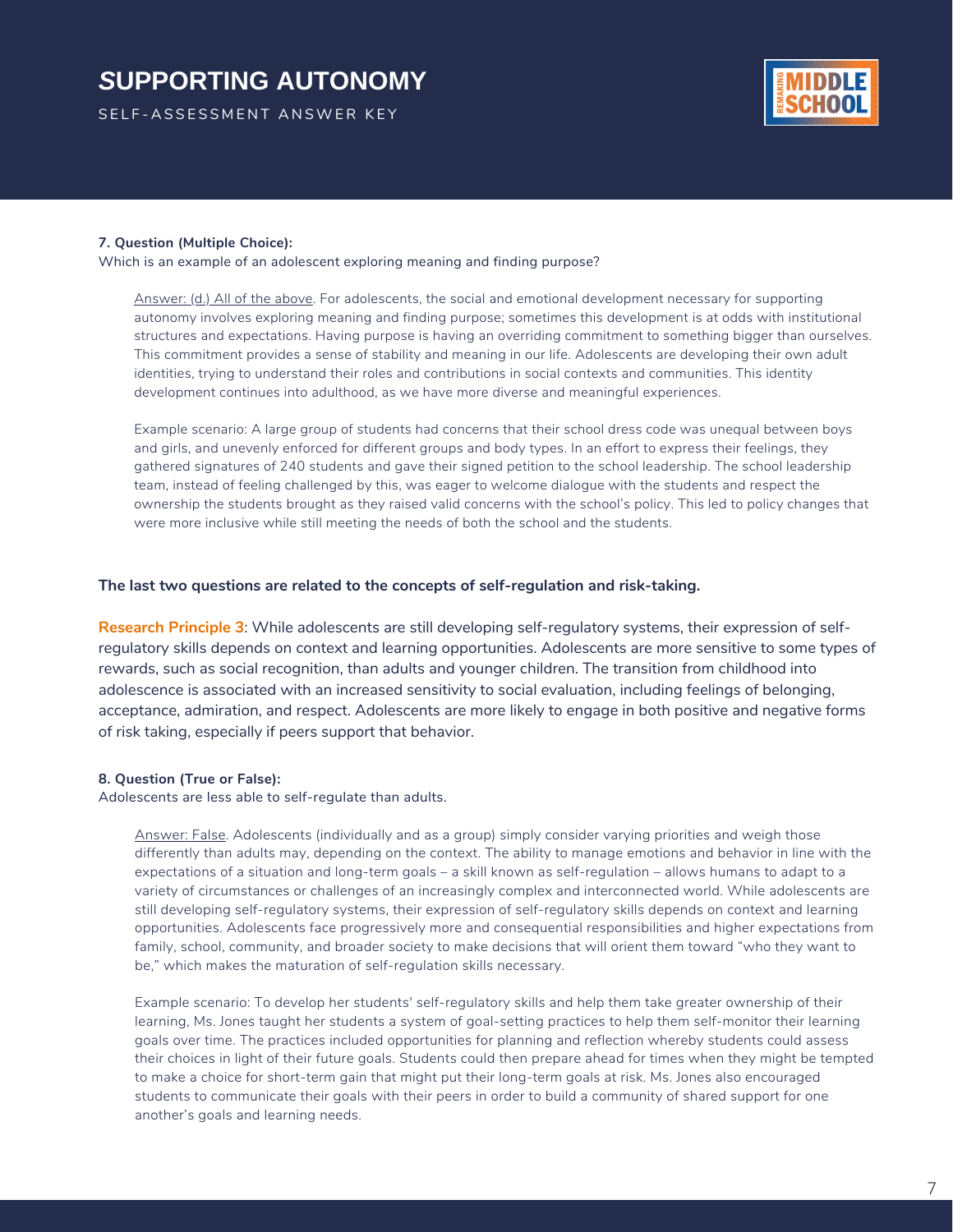**7. Question (Multiple Choice):**
Which is an example of an adolescent exploring meaning and finding purpose?

> Answer: (d.) All of the above. For adolescents, the social and emotional development necessary for supporting autonomy involves exploring meaning and finding purpose; sometimes this development is at odds with institutional structures and expectations. Having purpose is having an overriding commitment to something bigger than ourselves. This commitment provides a sense of stability and meaning in our life. Adolescents are developing their own adult identities, trying to understand their roles and contributions in social contexts and communities. This identity development continues into adulthood, as we have more diverse and meaningful experiences.
>
> Example scenario: A large group of students had concerns that their school dress code was unequal between boys and girls, and unevenly enforced for different groups and body types. In an effort to express their feelings, they gathered signatures of 240 students and gave their signed petition to the school leadership. The school leadership team, instead of feeling challenged by this, was eager to welcome dialogue with the students and respect the ownership the students brought as they raised valid concerns with the school's policy. This led to policy changes that were more inclusive while still meeting the needs of both the school and the students.

**The last two questions are related to the concepts of self-regulation and risk-taking.**

**Research Principle 3**: While adolescents are still developing self-regulatory systems, their expression of self-regulatory skills depends on context and learning opportunities. Adolescents are more sensitive to some types of rewards, such as social recognition, than adults and younger children. The transition from childhood into adolescence is associated with an increased sensitivity to social evaluation, including feelings of belonging, acceptance, admiration, and respect. Adolescents are more likely to engage in both positive and negative forms of risk taking, especially if peers support that behavior.

**8. Question (True or False):**
Adolescents are less able to self-regulate than adults.

> Answer: False. Adolescents (individually and as a group) simply consider varying priorities and weigh those differently than adults may, depending on the context. The ability to manage emotions and behavior in line with the expectations of a situation and long-term goals – a skill known as self-regulation – allows humans to adapt to a variety of circumstances or challenges of an increasingly complex and interconnected world. While adolescents are still developing self-regulatory systems, their expression of self-regulatory skills depends on context and learning opportunities. Adolescents face progressively more and consequential responsibilities and higher expectations from family, school, community, and broader society to make decisions that will orient them toward "who they want to be," which makes the maturation of self-regulation skills necessary.
>
> Example scenario: To develop her students' self-regulatory skills and help them take greater ownership of their learning, Ms. Jones taught her students a system of goal-setting practices to help them self-monitor their learning goals over time. The practices included opportunities for planning and reflection whereby students could assess their choices in light of their future goals. Students could then prepare ahead for times when they might be tempted to make a choice for short-term gain that might put their long-term goals at risk. Ms. Jones also encouraged students to communicate their goals with their peers in order to build a community of shared support for one another's goals and learning needs.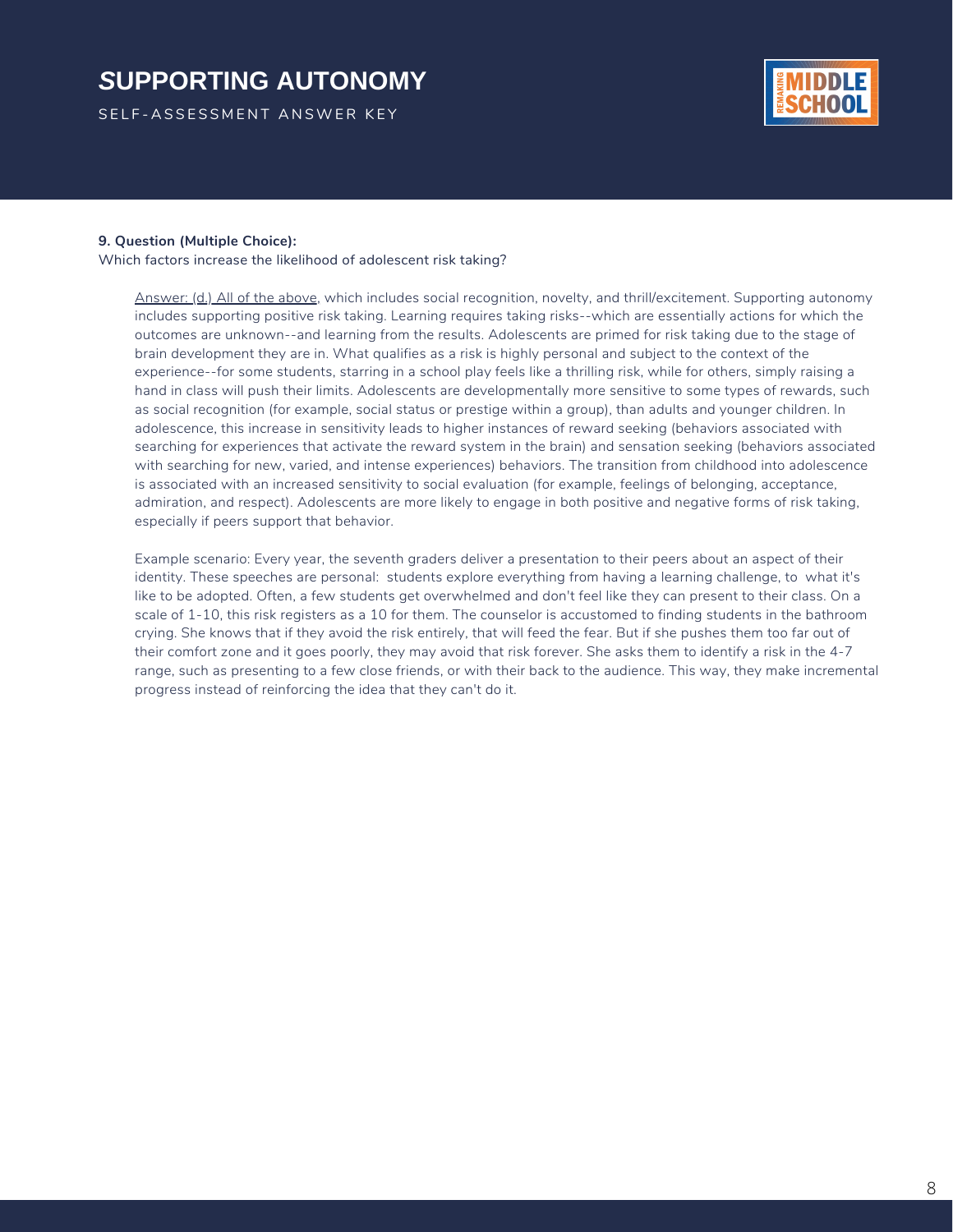# SUPPORTING AUTONOMY

SELF-ASSESSMENT ANSWER KEY

**9. Question (Multiple Choice):**
Which factors increase the likelihood of adolescent risk taking?

Answer: (d.) All of the above, which includes social recognition, novelty, and thrill/excitement. Supporting autonomy includes supporting positive risk taking. Learning requires taking risks--which are essentially actions for which the outcomes are unknown--and learning from the results. Adolescents are primed for risk taking due to the stage of brain development they are in. What qualifies as a risk is highly personal and subject to the context of the experience--for some students, starring in a school play feels like a thrilling risk, while for others, simply raising a hand in class will push their limits. Adolescents are developmentally more sensitive to some types of rewards, such as social recognition (for example, social status or prestige within a group), than adults and younger children. In adolescence, this increase in sensitivity leads to higher instances of reward seeking (behaviors associated with searching for experiences that activate the reward system in the brain) and sensation seeking (behaviors associated with searching for new, varied, and intense experiences) behaviors. The transition from childhood into adolescence is associated with an increased sensitivity to social evaluation (for example, feelings of belonging, acceptance, admiration, and respect). Adolescents are more likely to engage in both positive and negative forms of risk taking, especially if peers support that behavior.

Example scenario: Every year, the seventh graders deliver a presentation to their peers about an aspect of their identity. These speeches are personal: students explore everything from having a learning challenge, to what it's like to be adopted. Often, a few students get overwhelmed and don't feel like they can present to their class. On a scale of 1-10, this risk registers as a 10 for them. The counselor is accustomed to finding students in the bathroom crying. She knows that if they avoid the risk entirely, that will feed the fear. But if she pushes them too far out of their comfort zone and it goes poorly, they may avoid that risk forever. She asks them to identify a risk in the 4-7 range, such as presenting to a few close friends, or with their back to the audience. This way, they make incremental progress instead of reinforcing the idea that they can't do it.